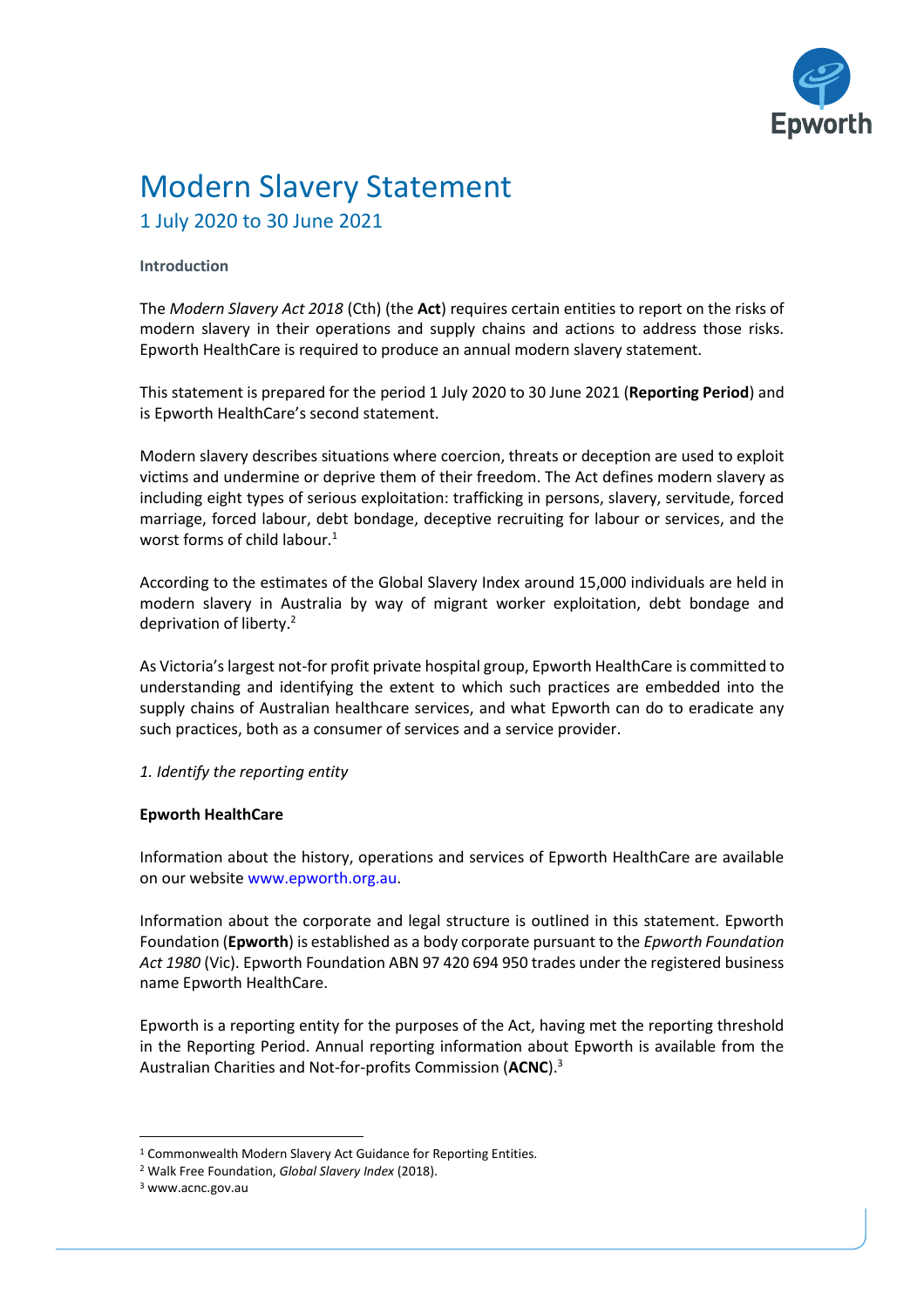# Modern Slavery Statement

## 1 July 2020 to 30 June 2021

**Introduction**

The *Modern Slavery Act 2018* (Cth) (the **Act**) requires certain entities to report on the risks of modern slavery in their operations and supply chains and actions to address those risks. Epworth HealthCare is required to produce an annual modern slavery statement.

This statement is prepared for the period 1 July 2020 to 30 June 2021 (**Reporting Period**) and is Epworth HealthCare's second statement.

Modern slavery describes situations where coercion, threats or deception are used to exploit victims and undermine or deprive them of their freedom. The Act defines modern slavery as including eight types of serious exploitation: trafficking in persons, slavery, servitude, forced marriage, forced labour, debt bondage, deceptive recruiting for labour or services, and the worst forms of child labour.[1]

According to the estimates of the Global Slavery Index around 15,000 individuals are held in modern slavery in Australia by way of migrant worker exploitation, debt bondage and deprivation of liberty.[2]

As Victoria's largest not-for profit private hospital group, Epworth HealthCare is committed to understanding and identifying the extent to which such practices are embedded into the supply chains of Australian healthcare services, and what Epworth can do to eradicate any such practices, both as a consumer of services and a service provider.

*1. Identify the reporting entity*

**Epworth HealthCare**

Information about the history, operations and services of Epworth HealthCare are available on our website www.epworth.org.au.

Information about the corporate and legal structure is outlined in this statement. Epworth Foundation (**Epworth**) is established as a body corporate pursuant to the *Epworth Foundation Act 1980* (Vic). Epworth Foundation ABN 97 420 694 950 trades under the registered business name Epworth HealthCare.

Epworth is a reporting entity for the purposes of the Act, having met the reporting threshold in the Reporting Period. Annual reporting information about Epworth is available from the Australian Charities and Not-for-profits Commission (**ACNC**).[3]

---

[1] Commonwealth Modern Slavery Act Guidance for Reporting Entities.

[2] Walk Free Foundation, *Global Slavery Index* (2018).

[3] www.acnc.gov.au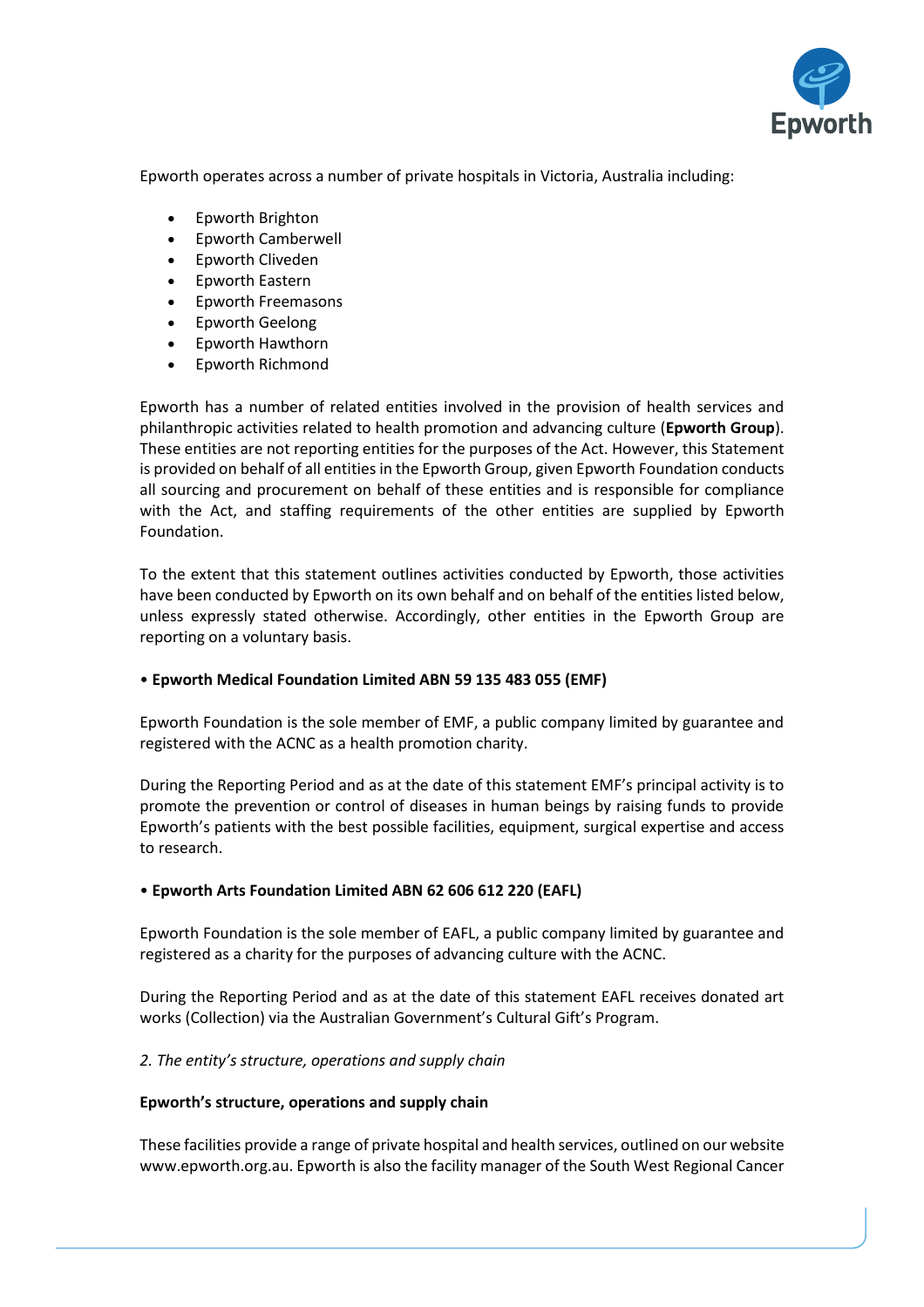Epworth operates across a number of private hospitals in Victoria, Australia including:

- Epworth Brighton
- Epworth Camberwell
- Epworth Cliveden
- Epworth Eastern
- Epworth Freemasons
- Epworth Geelong
- Epworth Hawthorn
- Epworth Richmond

Epworth has a number of related entities involved in the provision of health services and philanthropic activities related to health promotion and advancing culture (**Epworth Group**). These entities are not reporting entities for the purposes of the Act. However, this Statement is provided on behalf of all entities in the Epworth Group, given Epworth Foundation conducts all sourcing and procurement on behalf of these entities and is responsible for compliance with the Act, and staffing requirements of the other entities are supplied by Epworth Foundation.

To the extent that this statement outlines activities conducted by Epworth, those activities have been conducted by Epworth on its own behalf and on behalf of the entities listed below, unless expressly stated otherwise. Accordingly, other entities in the Epworth Group are reporting on a voluntary basis.

• **Epworth Medical Foundation Limited ABN 59 135 483 055 (EMF)**

Epworth Foundation is the sole member of EMF, a public company limited by guarantee and registered with the ACNC as a health promotion charity.

During the Reporting Period and as at the date of this statement EMF's principal activity is to promote the prevention or control of diseases in human beings by raising funds to provide Epworth's patients with the best possible facilities, equipment, surgical expertise and access to research.

• **Epworth Arts Foundation Limited ABN 62 606 612 220 (EAFL)**

Epworth Foundation is the sole member of EAFL, a public company limited by guarantee and registered as a charity for the purposes of advancing culture with the ACNC.

During the Reporting Period and as at the date of this statement EAFL receives donated art works (Collection) via the Australian Government's Cultural Gift's Program.

*2. The entity's structure, operations and supply chain*

**Epworth's structure, operations and supply chain**

These facilities provide a range of private hospital and health services, outlined on our website www.epworth.org.au. Epworth is also the facility manager of the South West Regional Cancer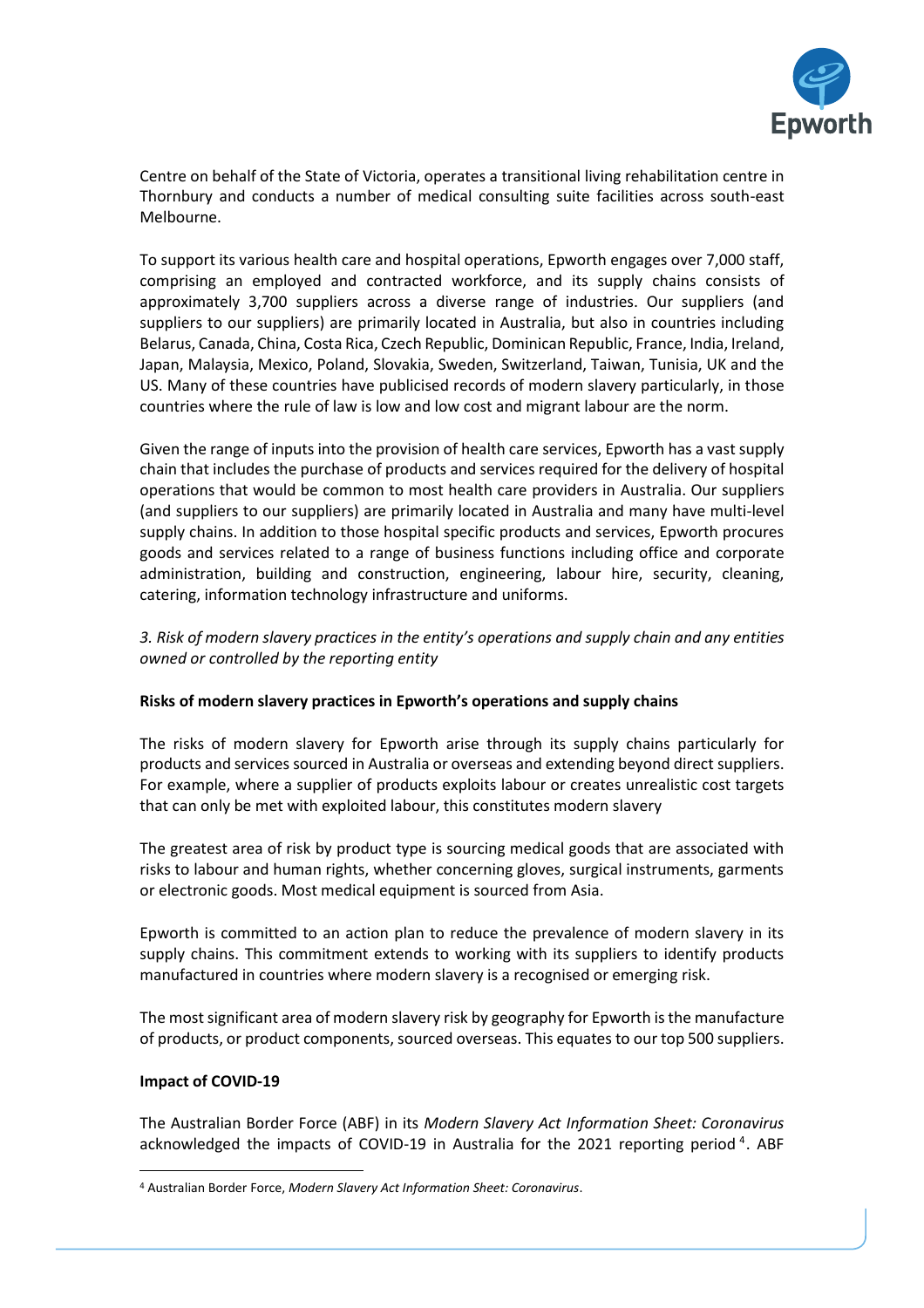Centre on behalf of the State of Victoria, operates a transitional living rehabilitation centre in Thornbury and conducts a number of medical consulting suite facilities across south-east Melbourne.

To support its various health care and hospital operations, Epworth engages over 7,000 staff, comprising an employed and contracted workforce, and its supply chains consists of approximately 3,700 suppliers across a diverse range of industries. Our suppliers (and suppliers to our suppliers) are primarily located in Australia, but also in countries including Belarus, Canada, China, Costa Rica, Czech Republic, Dominican Republic, France, India, Ireland, Japan, Malaysia, Mexico, Poland, Slovakia, Sweden, Switzerland, Taiwan, Tunisia, UK and the US. Many of these countries have publicised records of modern slavery particularly, in those countries where the rule of law is low and low cost and migrant labour are the norm.

Given the range of inputs into the provision of health care services, Epworth has a vast supply chain that includes the purchase of products and services required for the delivery of hospital operations that would be common to most health care providers in Australia. Our suppliers (and suppliers to our suppliers) are primarily located in Australia and many have multi-level supply chains. In addition to those hospital specific products and services, Epworth procures goods and services related to a range of business functions including office and corporate administration, building and construction, engineering, labour hire, security, cleaning, catering, information technology infrastructure and uniforms.

*3. Risk of modern slavery practices in the entity's operations and supply chain and any entities owned or controlled by the reporting entity*

**Risks of modern slavery practices in Epworth's operations and supply chains**

The risks of modern slavery for Epworth arise through its supply chains particularly for products and services sourced in Australia or overseas and extending beyond direct suppliers. For example, where a supplier of products exploits labour or creates unrealistic cost targets that can only be met with exploited labour, this constitutes modern slavery

The greatest area of risk by product type is sourcing medical goods that are associated with risks to labour and human rights, whether concerning gloves, surgical instruments, garments or electronic goods. Most medical equipment is sourced from Asia.

Epworth is committed to an action plan to reduce the prevalence of modern slavery in its supply chains. This commitment extends to working with its suppliers to identify products manufactured in countries where modern slavery is a recognised or emerging risk.

The most significant area of modern slavery risk by geography for Epworth is the manufacture of products, or product components, sourced overseas. This equates to our top 500 suppliers.

**Impact of COVID-19**

The Australian Border Force (ABF) in its *Modern Slavery Act Information Sheet: Coronavirus* acknowledged the impacts of COVID-19 in Australia for the 2021 reporting period [4]. ABF

[4] Australian Border Force, *Modern Slavery Act Information Sheet: Coronavirus*.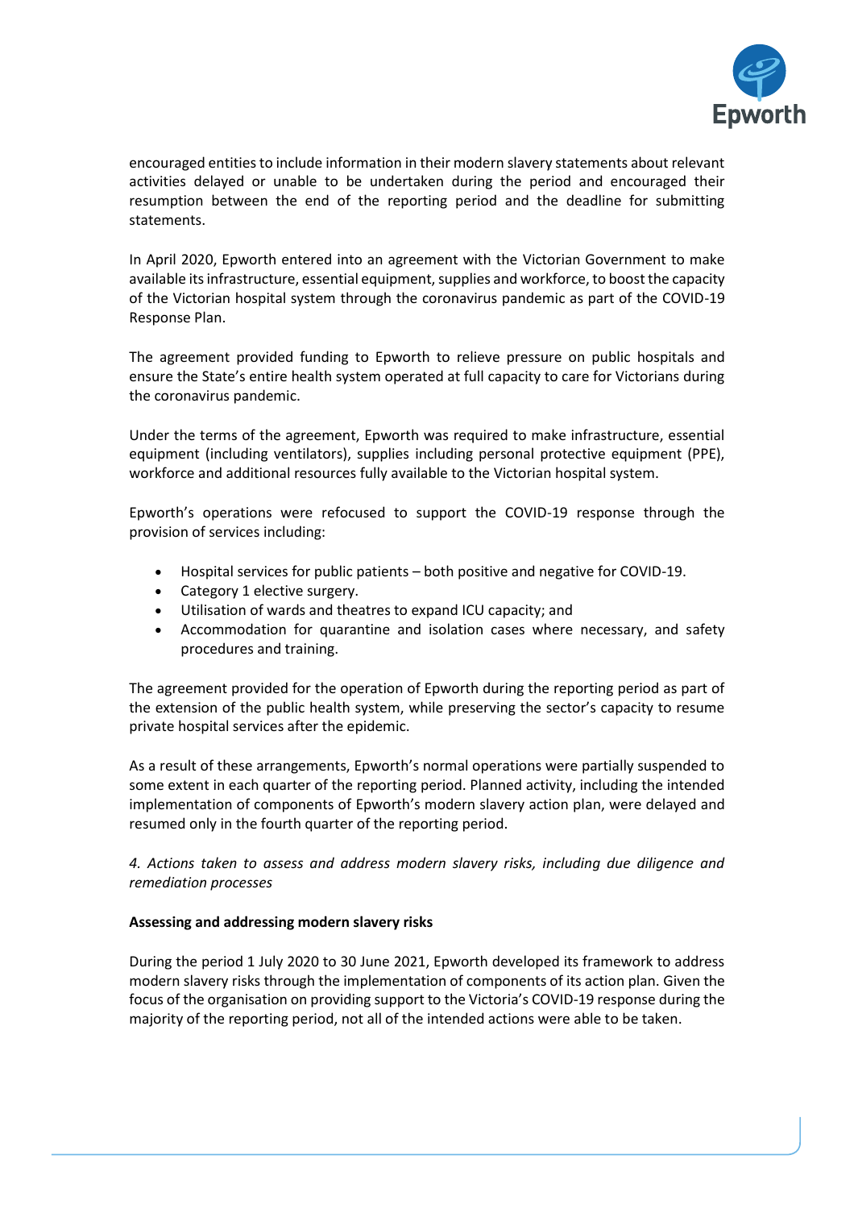encouraged entities to include information in their modern slavery statements about relevant activities delayed or unable to be undertaken during the period and encouraged their resumption between the end of the reporting period and the deadline for submitting statements.

In April 2020, Epworth entered into an agreement with the Victorian Government to make available its infrastructure, essential equipment, supplies and workforce, to boost the capacity of the Victorian hospital system through the coronavirus pandemic as part of the COVID-19 Response Plan.

The agreement provided funding to Epworth to relieve pressure on public hospitals and ensure the State's entire health system operated at full capacity to care for Victorians during the coronavirus pandemic.

Under the terms of the agreement, Epworth was required to make infrastructure, essential equipment (including ventilators), supplies including personal protective equipment (PPE), workforce and additional resources fully available to the Victorian hospital system.

Epworth's operations were refocused to support the COVID-19 response through the provision of services including:

- Hospital services for public patients – both positive and negative for COVID-19.
- Category 1 elective surgery.
- Utilisation of wards and theatres to expand ICU capacity; and
- Accommodation for quarantine and isolation cases where necessary, and safety procedures and training.

The agreement provided for the operation of Epworth during the reporting period as part of the extension of the public health system, while preserving the sector's capacity to resume private hospital services after the epidemic.

As a result of these arrangements, Epworth's normal operations were partially suspended to some extent in each quarter of the reporting period. Planned activity, including the intended implementation of components of Epworth's modern slavery action plan, were delayed and resumed only in the fourth quarter of the reporting period.

*4. Actions taken to assess and address modern slavery risks, including due diligence and remediation processes*

**Assessing and addressing modern slavery risks**

During the period 1 July 2020 to 30 June 2021, Epworth developed its framework to address modern slavery risks through the implementation of components of its action plan. Given the focus of the organisation on providing support to the Victoria's COVID-19 response during the majority of the reporting period, not all of the intended actions were able to be taken.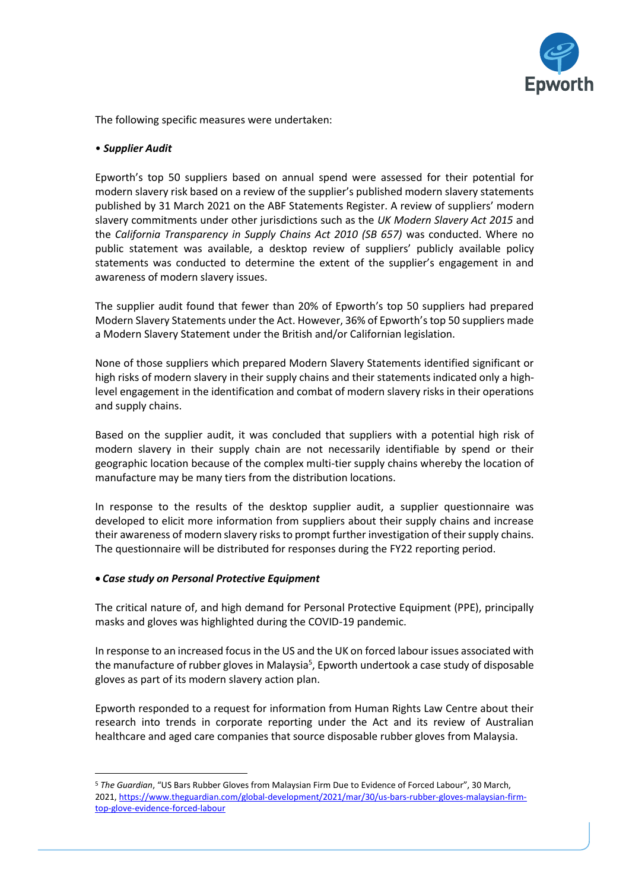The following specific measures were undertaken:

- ***Supplier Audit***

Epworth's top 50 suppliers based on annual spend were assessed for their potential for modern slavery risk based on a review of the supplier's published modern slavery statements published by 31 March 2021 on the ABF Statements Register. A review of suppliers' modern slavery commitments under other jurisdictions such as the *UK Modern Slavery Act 2015* and the *California Transparency in Supply Chains Act 2010 (SB 657)* was conducted. Where no public statement was available, a desktop review of suppliers' publicly available policy statements was conducted to determine the extent of the supplier's engagement in and awareness of modern slavery issues.

The supplier audit found that fewer than 20% of Epworth's top 50 suppliers had prepared Modern Slavery Statements under the Act. However, 36% of Epworth's top 50 suppliers made a Modern Slavery Statement under the British and/or Californian legislation.

None of those suppliers which prepared Modern Slavery Statements identified significant or high risks of modern slavery in their supply chains and their statements indicated only a high-level engagement in the identification and combat of modern slavery risks in their operations and supply chains.

Based on the supplier audit, it was concluded that suppliers with a potential high risk of modern slavery in their supply chain are not necessarily identifiable by spend or their geographic location because of the complex multi-tier supply chains whereby the location of manufacture may be many tiers from the distribution locations.

In response to the results of the desktop supplier audit, a supplier questionnaire was developed to elicit more information from suppliers about their supply chains and increase their awareness of modern slavery risks to prompt further investigation of their supply chains. The questionnaire will be distributed for responses during the FY22 reporting period.

- ***Case study on Personal Protective Equipment***

The critical nature of, and high demand for Personal Protective Equipment (PPE), principally masks and gloves was highlighted during the COVID-19 pandemic.

In response to an increased focus in the US and the UK on forced labour issues associated with the manufacture of rubber gloves in Malaysia[5], Epworth undertook a case study of disposable gloves as part of its modern slavery action plan.

Epworth responded to a request for information from Human Rights Law Centre about their research into trends in corporate reporting under the Act and its review of Australian healthcare and aged care companies that source disposable rubber gloves from Malaysia.

---

[5] *The Guardian*, "US Bars Rubber Gloves from Malaysian Firm Due to Evidence of Forced Labour", 30 March, 2021, https://www.theguardian.com/global-development/2021/mar/30/us-bars-rubber-gloves-malaysian-firm-top-glove-evidence-forced-labour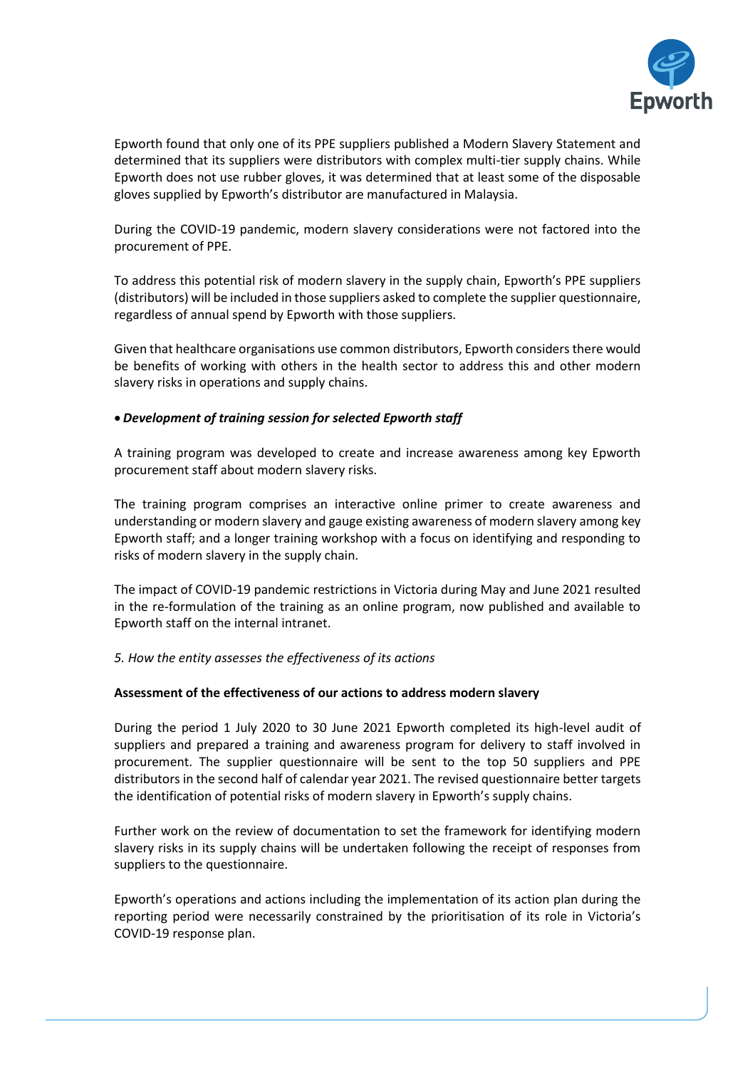Epworth found that only one of its PPE suppliers published a Modern Slavery Statement and determined that its suppliers were distributors with complex multi-tier supply chains. While Epworth does not use rubber gloves, it was determined that at least some of the disposable gloves supplied by Epworth's distributor are manufactured in Malaysia.

During the COVID-19 pandemic, modern slavery considerations were not factored into the procurement of PPE.

To address this potential risk of modern slavery in the supply chain, Epworth's PPE suppliers (distributors) will be included in those suppliers asked to complete the supplier questionnaire, regardless of annual spend by Epworth with those suppliers.

Given that healthcare organisations use common distributors, Epworth considers there would be benefits of working with others in the health sector to address this and other modern slavery risks in operations and supply chains.

- ***Development of training session for selected Epworth staff***

A training program was developed to create and increase awareness among key Epworth procurement staff about modern slavery risks.

The training program comprises an interactive online primer to create awareness and understanding or modern slavery and gauge existing awareness of modern slavery among key Epworth staff; and a longer training workshop with a focus on identifying and responding to risks of modern slavery in the supply chain.

The impact of COVID-19 pandemic restrictions in Victoria during May and June 2021 resulted in the re-formulation of the training as an online program, now published and available to Epworth staff on the internal intranet.

*5. How the entity assesses the effectiveness of its actions*

**Assessment of the effectiveness of our actions to address modern slavery**

During the period 1 July 2020 to 30 June 2021 Epworth completed its high-level audit of suppliers and prepared a training and awareness program for delivery to staff involved in procurement. The supplier questionnaire will be sent to the top 50 suppliers and PPE distributors in the second half of calendar year 2021. The revised questionnaire better targets the identification of potential risks of modern slavery in Epworth's supply chains.

Further work on the review of documentation to set the framework for identifying modern slavery risks in its supply chains will be undertaken following the receipt of responses from suppliers to the questionnaire.

Epworth's operations and actions including the implementation of its action plan during the reporting period were necessarily constrained by the prioritisation of its role in Victoria's COVID-19 response plan.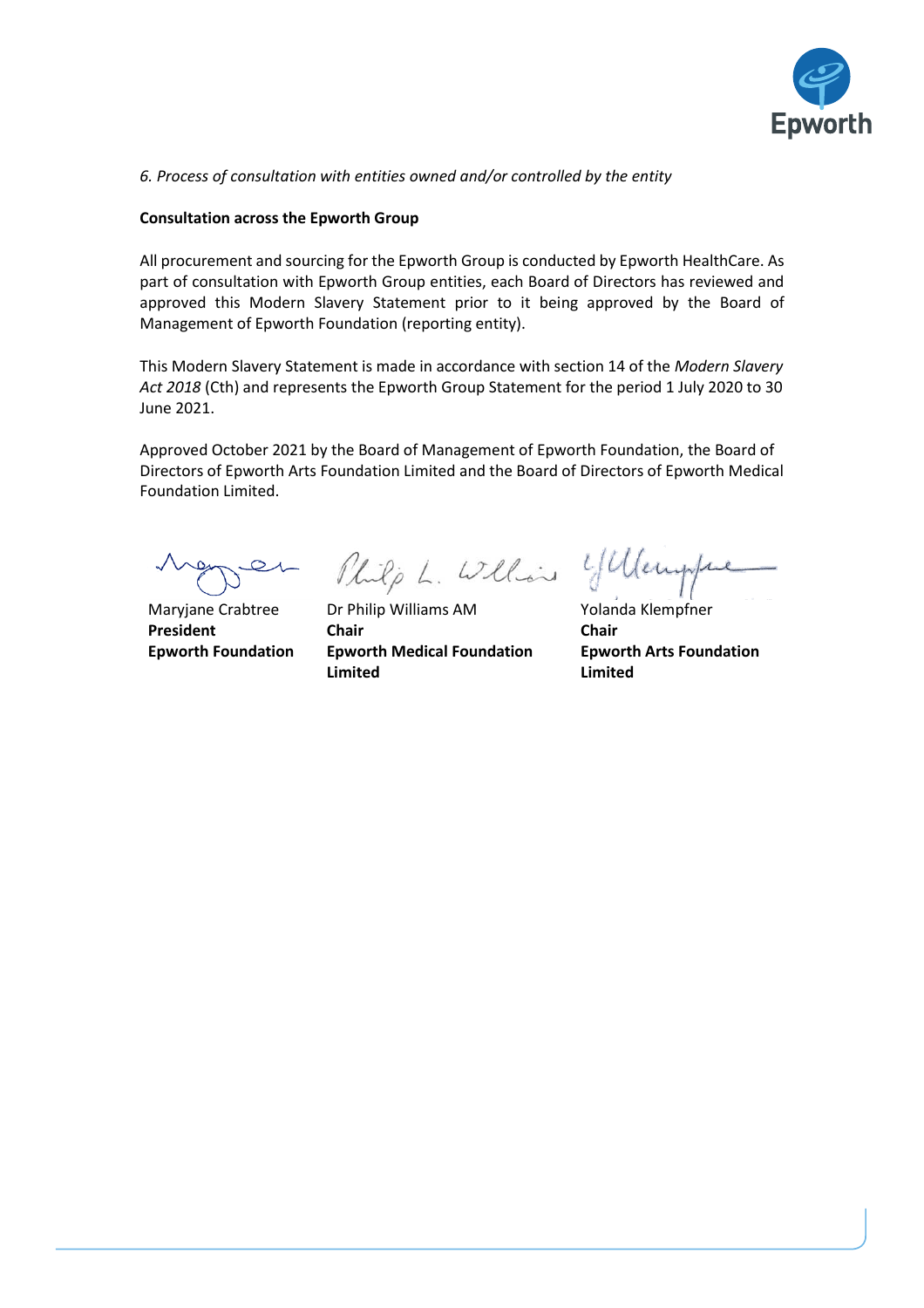*6. Process of consultation with entities owned and/or controlled by the entity*

**Consultation across the Epworth Group**

All procurement and sourcing for the Epworth Group is conducted by Epworth HealthCare. As part of consultation with Epworth Group entities, each Board of Directors has reviewed and approved this Modern Slavery Statement prior to it being approved by the Board of Management of Epworth Foundation (reporting entity).

This Modern Slavery Statement is made in accordance with section 14 of the *Modern Slavery Act 2018* (Cth) and represents the Epworth Group Statement for the period 1 July 2020 to 30 June 2021.

Approved October 2021 by the Board of Management of Epworth Foundation, the Board of Directors of Epworth Arts Foundation Limited and the Board of Directors of Epworth Medical Foundation Limited.

Maryjane Crabtree
**President**
**Epworth Foundation**

Dr Philip Williams AM
**Chair**
**Epworth Medical Foundation Limited**

Yolanda Klempfner
**Chair**
**Epworth Arts Foundation Limited**